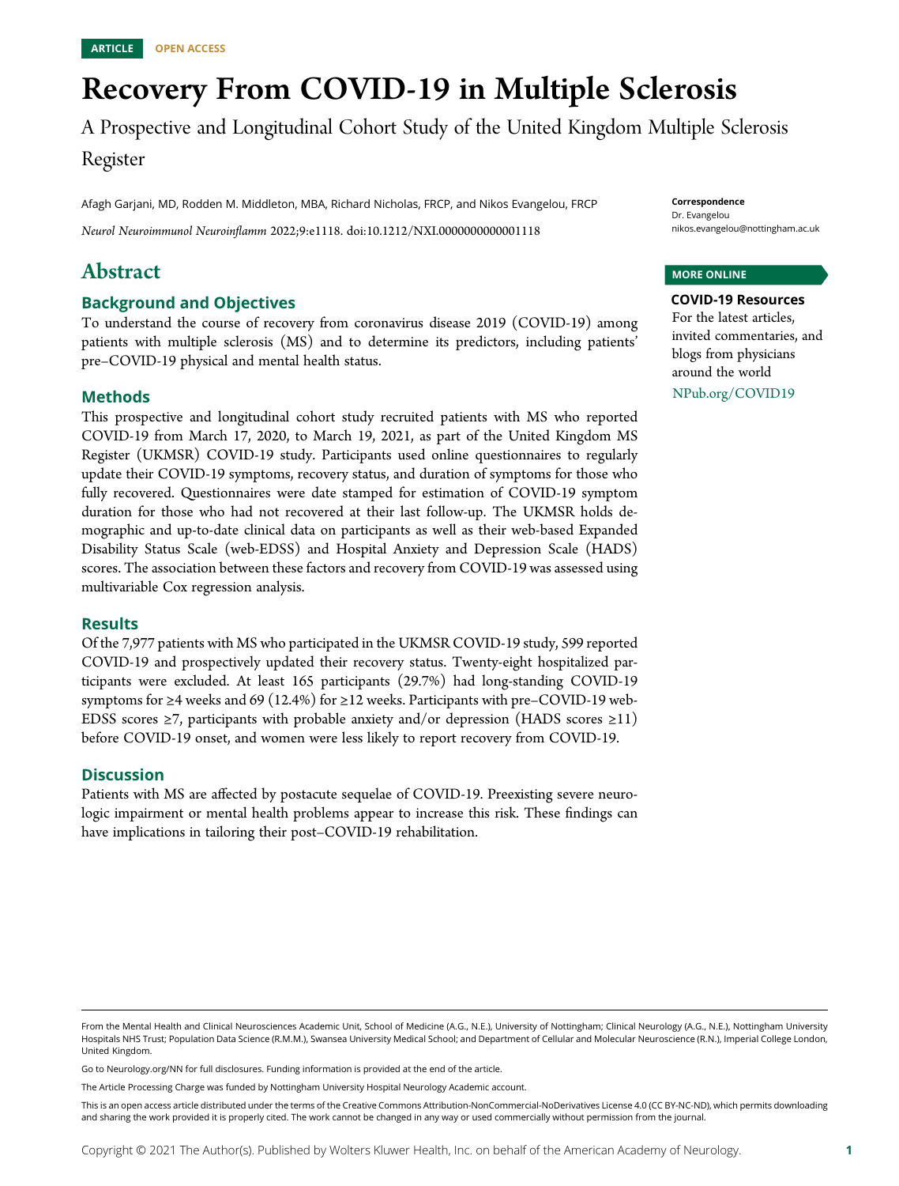ARTICLE OPEN ACCESS

# Recovery From COVID-19 in Multiple Sclerosis

A Prospective and Longitudinal Cohort Study of the United Kingdom Multiple Sclerosis Register

Afagh Garjani, MD, Rodden M. Middleton, MBA, Richard Nicholas, FRCP, and Nikos Evangelou, FRCP

*Neurol Neuroimmunol Neuroinflamm* 2022;9:e1118. doi:10.1212/NXI.0000000000001118

**Correspondence**
Dr. Evangelou
nikos.evangelou@nottingham.ac.uk

**MORE ONLINE**

**COVID-19 Resources**
For the latest articles, invited commentaries, and blogs from physicians around the world
NPub.org/COVID19

## Abstract

### Background and Objectives

To understand the course of recovery from coronavirus disease 2019 (COVID-19) among patients with multiple sclerosis (MS) and to determine its predictors, including patients' pre–COVID-19 physical and mental health status.

### Methods

This prospective and longitudinal cohort study recruited patients with MS who reported COVID-19 from March 17, 2020, to March 19, 2021, as part of the United Kingdom MS Register (UKMSR) COVID-19 study. Participants used online questionnaires to regularly update their COVID-19 symptoms, recovery status, and duration of symptoms for those who fully recovered. Questionnaires were date stamped for estimation of COVID-19 symptom duration for those who had not recovered at their last follow-up. The UKMSR holds demographic and up-to-date clinical data on participants as well as their web-based Expanded Disability Status Scale (web-EDSS) and Hospital Anxiety and Depression Scale (HADS) scores. The association between these factors and recovery from COVID-19 was assessed using multivariable Cox regression analysis.

### Results

Of the 7,977 patients with MS who participated in the UKMSR COVID-19 study, 599 reported COVID-19 and prospectively updated their recovery status. Twenty-eight hospitalized participants were excluded. At least 165 participants (29.7%) had long-standing COVID-19 symptoms for ≥4 weeks and 69 (12.4%) for ≥12 weeks. Participants with pre–COVID-19 web-EDSS scores ≥7, participants with probable anxiety and/or depression (HADS scores ≥11) before COVID-19 onset, and women were less likely to report recovery from COVID-19.

### Discussion

Patients with MS are affected by postacute sequelae of COVID-19. Preexisting severe neurologic impairment or mental health problems appear to increase this risk. These findings can have implications in tailoring their post–COVID-19 rehabilitation.

From the Mental Health and Clinical Neurosciences Academic Unit, School of Medicine (A.G., N.E.), University of Nottingham; Clinical Neurology (A.G., N.E.), Nottingham University Hospitals NHS Trust; Population Data Science (R.M.M.), Swansea University Medical School; and Department of Cellular and Molecular Neuroscience (R.N.), Imperial College London, United Kingdom.

Go to Neurology.org/NN for full disclosures. Funding information is provided at the end of the article.

The Article Processing Charge was funded by Nottingham University Hospital Neurology Academic account.

This is an open access article distributed under the terms of the Creative Commons Attribution-NonCommercial-NoDerivatives License 4.0 (CC BY-NC-ND), which permits downloading and sharing the work provided it is properly cited. The work cannot be changed in any way or used commercially without permission from the journal.

Copyright © 2021 The Author(s). Published by Wolters Kluwer Health, Inc. on behalf of the American Academy of Neurology.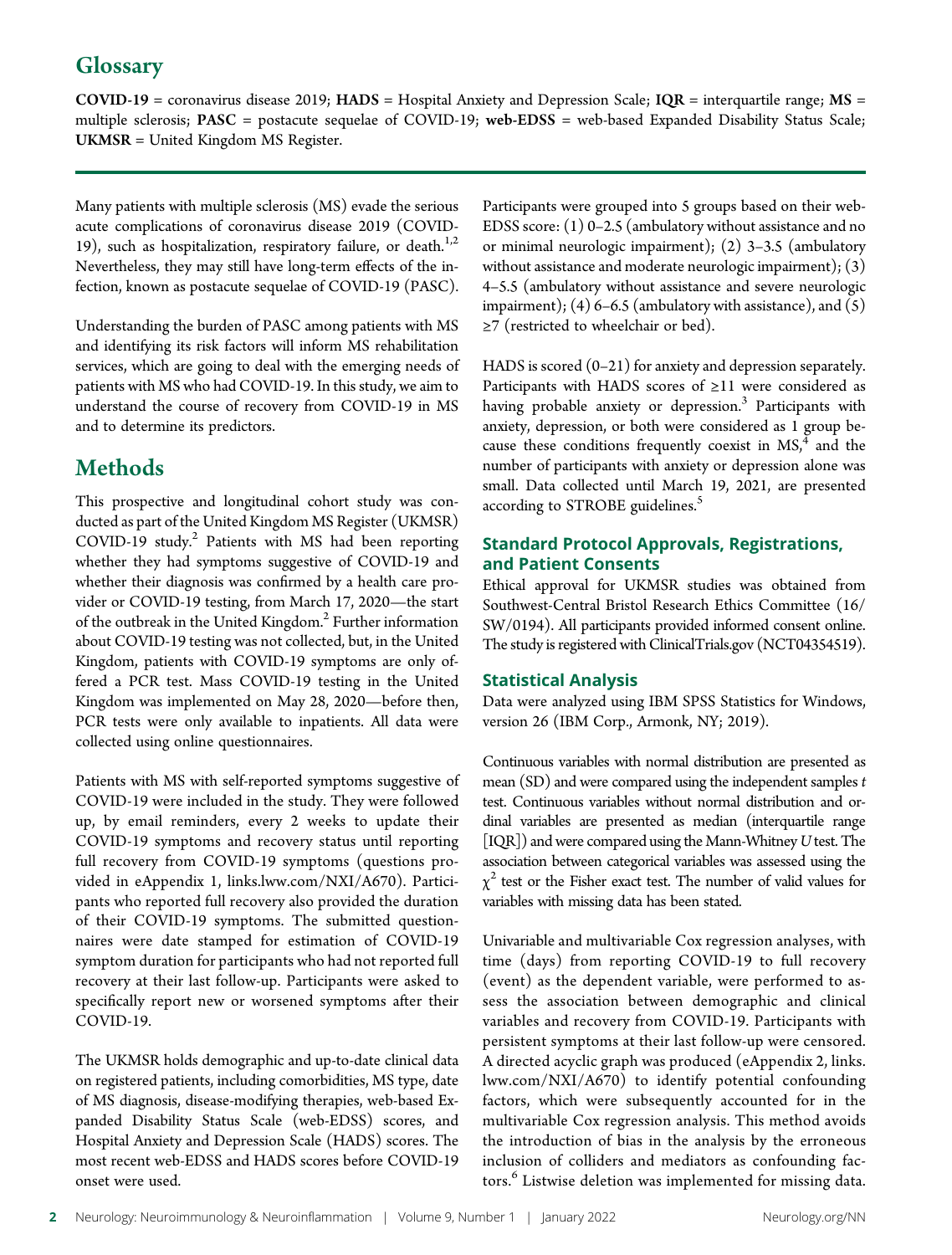## Glossary

**COVID-19** = coronavirus disease 2019; **HADS** = Hospital Anxiety and Depression Scale; **IQR** = interquartile range; **MS** = multiple sclerosis; **PASC** = postacute sequelae of COVID-19; **web-EDSS** = web-based Expanded Disability Status Scale; **UKMSR** = United Kingdom MS Register.

Many patients with multiple sclerosis (MS) evade the serious acute complications of coronavirus disease 2019 (COVID-19), such as hospitalization, respiratory failure, or death.[1,2] Nevertheless, they may still have long-term effects of the infection, known as postacute sequelae of COVID-19 (PASC).

Understanding the burden of PASC among patients with MS and identifying its risk factors will inform MS rehabilitation services, which are going to deal with the emerging needs of patients with MS who had COVID-19. In this study, we aim to understand the course of recovery from COVID-19 in MS and to determine its predictors.

# Methods

This prospective and longitudinal cohort study was conducted as part of the United Kingdom MS Register (UKMSR) COVID-19 study.[2] Patients with MS had been reporting whether they had symptoms suggestive of COVID-19 and whether their diagnosis was confirmed by a health care provider or COVID-19 testing, from March 17, 2020—the start of the outbreak in the United Kingdom.[2] Further information about COVID-19 testing was not collected, but, in the United Kingdom, patients with COVID-19 symptoms are only offered a PCR test. Mass COVID-19 testing in the United Kingdom was implemented on May 28, 2020—before then, PCR tests were only available to inpatients. All data were collected using online questionnaires.

Patients with MS with self-reported symptoms suggestive of COVID-19 were included in the study. They were followed up, by email reminders, every 2 weeks to update their COVID-19 symptoms and recovery status until reporting full recovery from COVID-19 symptoms (questions provided in eAppendix 1, links.lww.com/NXI/A670). Participants who reported full recovery also provided the duration of their COVID-19 symptoms. The submitted questionnaires were date stamped for estimation of COVID-19 symptom duration for participants who had not reported full recovery at their last follow-up. Participants were asked to specifically report new or worsened symptoms after their COVID-19.

The UKMSR holds demographic and up-to-date clinical data on registered patients, including comorbidities, MS type, date of MS diagnosis, disease-modifying therapies, web-based Expanded Disability Status Scale (web-EDSS) scores, and Hospital Anxiety and Depression Scale (HADS) scores. The most recent web-EDSS and HADS scores before COVID-19 onset were used.

Participants were grouped into 5 groups based on their web-EDSS score: (1) 0–2.5 (ambulatory without assistance and no or minimal neurologic impairment); (2) 3–3.5 (ambulatory without assistance and moderate neurologic impairment); (3) 4–5.5 (ambulatory without assistance and severe neurologic impairment); (4) 6–6.5 (ambulatory with assistance), and (5) ≥7 (restricted to wheelchair or bed).

HADS is scored (0–21) for anxiety and depression separately. Participants with HADS scores of ≥11 were considered as having probable anxiety or depression.[3] Participants with anxiety, depression, or both were considered as 1 group because these conditions frequently coexist in MS,[4] and the number of participants with anxiety or depression alone was small. Data collected until March 19, 2021, are presented according to STROBE guidelines.[5]

### Standard Protocol Approvals, Registrations, and Patient Consents

Ethical approval for UKMSR studies was obtained from Southwest-Central Bristol Research Ethics Committee (16/SW/0194). All participants provided informed consent online. The study is registered with ClinicalTrials.gov (NCT04354519).

### Statistical Analysis

Data were analyzed using IBM SPSS Statistics for Windows, version 26 (IBM Corp., Armonk, NY; 2019).

Continuous variables with normal distribution are presented as mean (SD) and were compared using the independent samples *t* test. Continuous variables without normal distribution and ordinal variables are presented as median (interquartile range [IQR]) and were compared using the Mann-Whitney *U* test. The association between categorical variables was assessed using the $\chi^2$ test or the Fisher exact test. The number of valid values for variables with missing data has been stated.

Univariable and multivariable Cox regression analyses, with time (days) from reporting COVID-19 to full recovery (event) as the dependent variable, were performed to assess the association between demographic and clinical variables and recovery from COVID-19. Participants with persistent symptoms at their last follow-up were censored. A directed acyclic graph was produced (eAppendix 2, links.lww.com/NXI/A670) to identify potential confounding factors, which were subsequently accounted for in the multivariable Cox regression analysis. This method avoids the introduction of bias in the analysis by the erroneous inclusion of colliders and mediators as confounding factors.[6] Listwise deletion was implemented for missing data.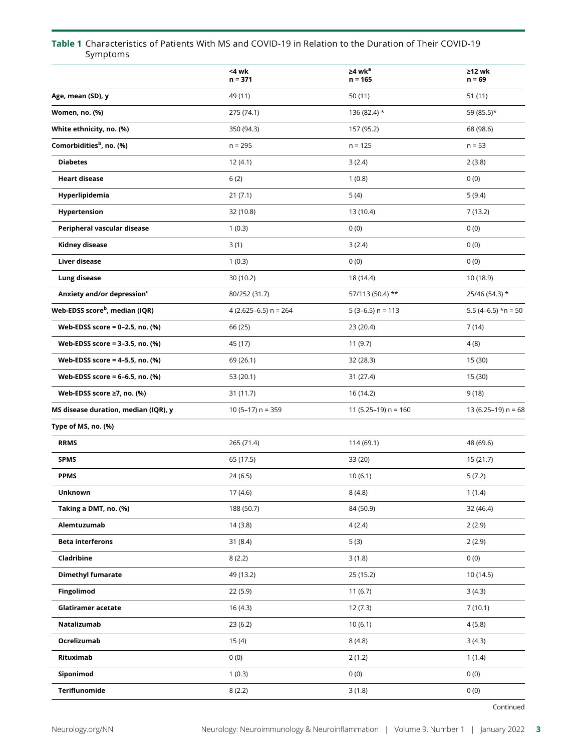**Table 1** Characteristics of Patients With MS and COVID-19 in Relation to the Duration of Their COVID-19 Symptoms

| | <4 wk n = 371 | ≥4 wk[a] n = 165 | ≥12 wk n = 69 |
|---|---|---|---|
| **Age, mean (SD), y** | 49 (11) | 50 (11) | 51 (11) |
| **Women, no. (%)** | 275 (74.1) | 136 (82.4) * | 59 (85.5)* |
| **White ethnicity, no. (%)** | 350 (94.3) | 157 (95.2) | 68 (98.6) |
| **Comorbidities[b], no. (%)** | n = 295 | n = 125 | n = 53 |
| **Diabetes** | 12 (4.1) | 3 (2.4) | 2 (3.8) |
| **Heart disease** | 6 (2) | 1 (0.8) | 0 (0) |
| **Hyperlipidemia** | 21 (7.1) | 5 (4) | 5 (9.4) |
| **Hypertension** | 32 (10.8) | 13 (10.4) | 7 (13.2) |
| **Peripheral vascular disease** | 1 (0.3) | 0 (0) | 0 (0) |
| **Kidney disease** | 3 (1) | 3 (2.4) | 0 (0) |
| **Liver disease** | 1 (0.3) | 0 (0) | 0 (0) |
| **Lung disease** | 30 (10.2) | 18 (14.4) | 10 (18.9) |
| **Anxiety and/or depression[c]** | 80/252 (31.7) | 57/113 (50.4) ** | 25/46 (54.3) * |
| **Web-EDSS score[b], median (IQR)** | 4 (2.625–6.5) n = 264 | 5 (3–6.5) n = 113 | 5.5 (4–6.5) *n = 50 |
| **Web-EDSS score = 0–2.5, no. (%)** | 66 (25) | 23 (20.4) | 7 (14) |
| **Web-EDSS score = 3–3.5, no. (%)** | 45 (17) | 11 (9.7) | 4 (8) |
| **Web-EDSS score = 4–5.5, no. (%)** | 69 (26.1) | 32 (28.3) | 15 (30) |
| **Web-EDSS score = 6–6.5, no. (%)** | 53 (20.1) | 31 (27.4) | 15 (30) |
| **Web-EDSS score ≥7, no. (%)** | 31 (11.7) | 16 (14.2) | 9 (18) |
| **MS disease duration, median (IQR), y** | 10 (5–17) n = 359 | 11 (5.25–19) n = 160 | 13 (6.25–19) n = 68 |
| **Type of MS, no. (%)** | | | |
| **RRMS** | 265 (71.4) | 114 (69.1) | 48 (69.6) |
| **SPMS** | 65 (17.5) | 33 (20) | 15 (21.7) |
| **PPMS** | 24 (6.5) | 10 (6.1) | 5 (7.2) |
| **Unknown** | 17 (4.6) | 8 (4.8) | 1 (1.4) |
| **Taking a DMT, no. (%)** | 188 (50.7) | 84 (50.9) | 32 (46.4) |
| **Alemtuzumab** | 14 (3.8) | 4 (2.4) | 2 (2.9) |
| **Beta interferons** | 31 (8.4) | 5 (3) | 2 (2.9) |
| **Cladribine** | 8 (2.2) | 3 (1.8) | 0 (0) |
| **Dimethyl fumarate** | 49 (13.2) | 25 (15.2) | 10 (14.5) |
| **Fingolimod** | 22 (5.9) | 11 (6.7) | 3 (4.3) |
| **Glatiramer acetate** | 16 (4.3) | 12 (7.3) | 7 (10.1) |
| **Natalizumab** | 23 (6.2) | 10 (6.1) | 4 (5.8) |
| **Ocrelizumab** | 15 (4) | 8 (4.8) | 3 (4.3) |
| **Rituximab** | 0 (0) | 2 (1.2) | 1 (1.4) |
| **Siponimod** | 1 (0.3) | 0 (0) | 0 (0) |
| **Teriflunomide** | 8 (2.2) | 3 (1.8) | 0 (0) |

Continued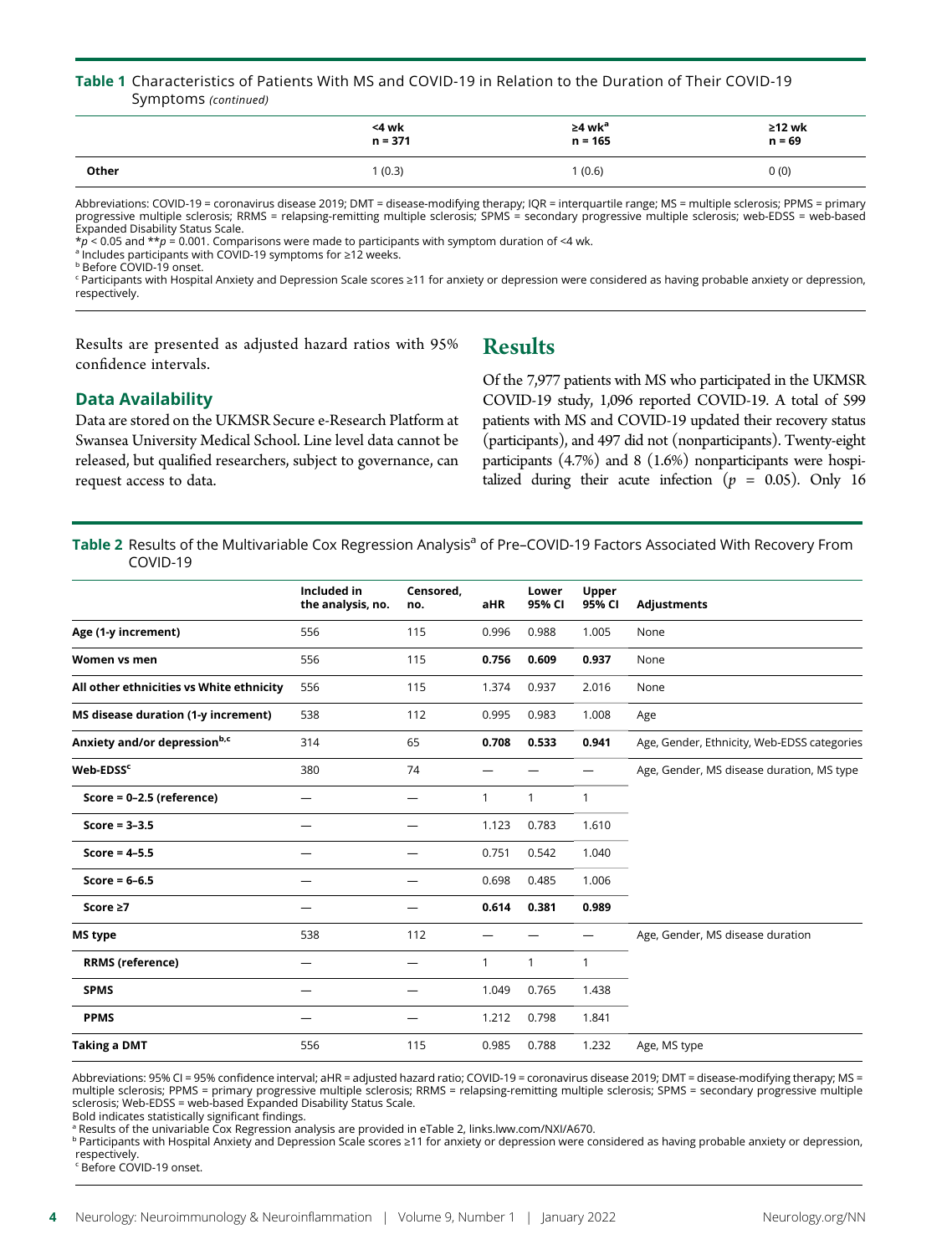**Table 1** Characteristics of Patients With MS and COVID-19 in Relation to the Duration of Their COVID-19 Symptoms *(continued)*

| | <4 wk n = 371 | ≥4 wk[a] n = 165 | ≥12 wk n = 69 |
|---|---|---|---|
| **Other** | 1 (0.3) | 1 (0.6) | 0 (0) |

Abbreviations: COVID-19 = coronavirus disease 2019; DMT = disease-modifying therapy; IQR = interquartile range; MS = multiple sclerosis; PPMS = primary progressive multiple sclerosis; RRMS = relapsing-remitting multiple sclerosis; SPMS = secondary progressive multiple sclerosis; web-EDSS = web-based Expanded Disability Status Scale.
\*$p < 0.05$ and \*\*$p = 0.001$. Comparisons were made to participants with symptom duration of <4 wk.
[a] Includes participants with COVID-19 symptoms for ≥12 weeks.
[b] Before COVID-19 onset.
[c] Participants with Hospital Anxiety and Depression Scale scores ≥11 for anxiety or depression were considered as having probable anxiety or depression, respectively.

Results are presented as adjusted hazard ratios with 95% confidence intervals.

### Data Availability

Data are stored on the UKMSR Secure e-Research Platform at Swansea University Medical School. Line level data cannot be released, but qualified researchers, subject to governance, can request access to data.

## Results

Of the 7,977 patients with MS who participated in the UKMSR COVID-19 study, 1,096 reported COVID-19. A total of 599 patients with MS and COVID-19 updated their recovery status (participants), and 497 did not (nonparticipants). Twenty-eight participants (4.7%) and 8 (1.6%) nonparticipants were hospitalized during their acute infection ($p = 0.05$). Only 16

**Table 2** Results of the Multivariable Cox Regression Analysis[a] of Pre–COVID-19 Factors Associated With Recovery From COVID-19

| | Included in the analysis, no. | Censored, no. | aHR | Lower 95% CI | Upper 95% CI | Adjustments |
|---|---|---|---|---|---|---|
| **Age (1-y increment)** | 556 | 115 | 0.996 | 0.988 | 1.005 | None |
| **Women vs men** | 556 | 115 | **0.756** | **0.609** | **0.937** | None |
| **All other ethnicities vs White ethnicity** | 556 | 115 | 1.374 | 0.937 | 2.016 | None |
| **MS disease duration (1-y increment)** | 538 | 112 | 0.995 | 0.983 | 1.008 | Age |
| **Anxiety and/or depression[b,c]** | 314 | 65 | **0.708** | **0.533** | **0.941** | Age, Gender, Ethnicity, Web-EDSS categories |
| **Web-EDSS[c]** | 380 | 74 | — | — | — | Age, Gender, MS disease duration, MS type |
| **Score = 0–2.5 (reference)** | — | — | 1 | 1 | 1 | |
| **Score = 3–3.5** | — | — | 1.123 | 0.783 | 1.610 | |
| **Score = 4–5.5** | — | — | 0.751 | 0.542 | 1.040 | |
| **Score = 6–6.5** | — | — | 0.698 | 0.485 | 1.006 | |
| **Score ≥7** | — | — | **0.614** | **0.381** | **0.989** | |
| **MS type** | 538 | 112 | — | — | — | Age, Gender, MS disease duration |
| **RRMS (reference)** | — | — | 1 | 1 | 1 | |
| **SPMS** | — | — | 1.049 | 0.765 | 1.438 | |
| **PPMS** | — | — | 1.212 | 0.798 | 1.841 | |
| **Taking a DMT** | 556 | 115 | 0.985 | 0.788 | 1.232 | Age, MS type |

Abbreviations: 95% CI = 95% confidence interval; aHR = adjusted hazard ratio; COVID-19 = coronavirus disease 2019; DMT = disease-modifying therapy; MS = multiple sclerosis; PPMS = primary progressive multiple sclerosis; RRMS = relapsing-remitting multiple sclerosis; SPMS = secondary progressive multiple sclerosis; Web-EDSS = web-based Expanded Disability Status Scale.
Bold indicates statistically significant findings.
[a] Results of the univariable Cox Regression analysis are provided in eTable 2, links.lww.com/NXI/A670.
[b] Participants with Hospital Anxiety and Depression Scale scores ≥11 for anxiety or depression were considered as having probable anxiety or depression, respectively.
[c] Before COVID-19 onset.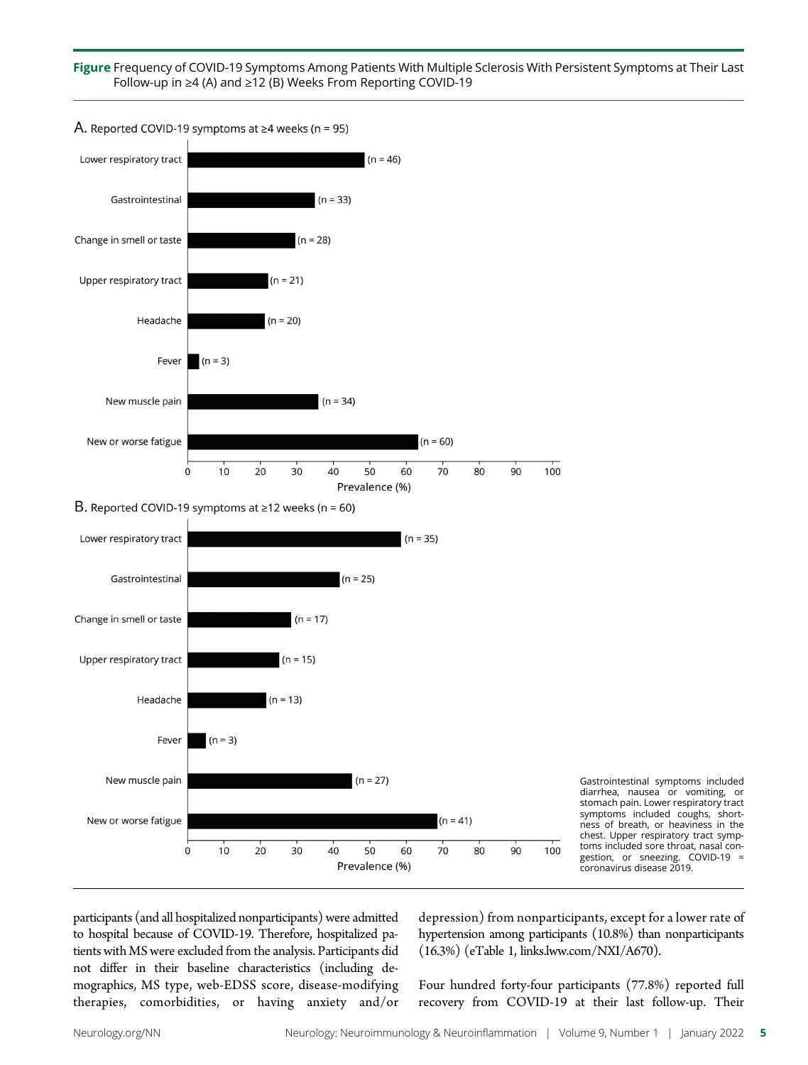**Figure** Frequency of COVID-19 Symptoms Among Patients With Multiple Sclerosis With Persistent Symptoms at Their Last Follow-up in ≥4 (A) and ≥12 (B) Weeks From Reporting COVID-19

A. Reported COVID-19 symptoms at ≥4 weeks (n = 95)

Lower respiratory tract (n = 46)
Gastrointestinal (n = 33)
Change in smell or taste (n = 28)
Upper respiratory tract (n = 21)
Headache (n = 20)
Fever (n = 3)
New muscle pain (n = 34)
New or worse fatigue (n = 60)

0 10 20 30 40 50 60 70 80 90 100
Prevalence (%)

B. Reported COVID-19 symptoms at ≥12 weeks (n = 60)

Lower respiratory tract (n = 35)
Gastrointestinal (n = 25)
Change in smell or taste (n = 17)
Upper respiratory tract (n = 15)
Headache (n = 13)
Fever (n = 3)
New muscle pain (n = 27)
New or worse fatigue (n = 41)

0 10 20 30 40 50 60 70 80 90 100
Prevalence (%)

Gastrointestinal symptoms included diarrhea, nausea or vomiting, or stomach pain. Lower respiratory tract symptoms included coughs, shortness of breath, or heaviness in the chest. Upper respiratory tract symptoms included sore throat, nasal congestion, or sneezing. COVID-19 = coronavirus disease 2019.

participants (and all hospitalized nonparticipants) were admitted to hospital because of COVID-19. Therefore, hospitalized patients with MS were excluded from the analysis. Participants did not differ in their baseline characteristics (including demographics, MS type, web-EDSS score, disease-modifying therapies, comorbidities, or having anxiety and/or depression) from nonparticipants, except for a lower rate of hypertension among participants (10.8%) than nonparticipants (16.3%) (eTable 1, links.lww.com/NXI/A670).

Four hundred forty-four participants (77.8%) reported full recovery from COVID-19 at their last follow-up. Their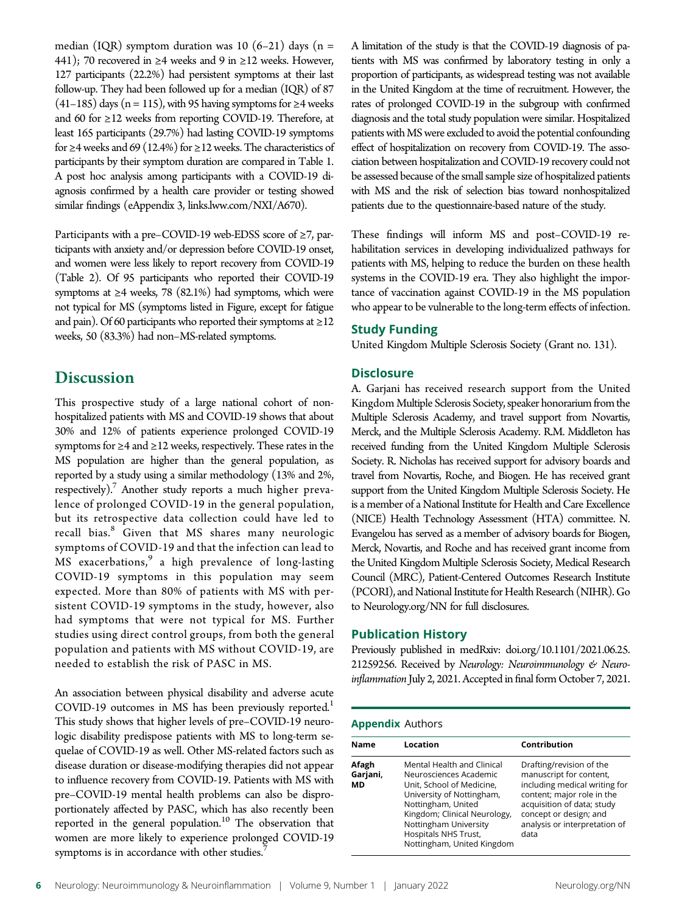median (IQR) symptom duration was 10 (6–21) days (n = 441); 70 recovered in ≥4 weeks and 9 in ≥12 weeks. However, 127 participants (22.2%) had persistent symptoms at their last follow-up. They had been followed up for a median (IQR) of 87 (41–185) days (n = 115), with 95 having symptoms for ≥4 weeks and 60 for ≥12 weeks from reporting COVID-19. Therefore, at least 165 participants (29.7%) had lasting COVID-19 symptoms for ≥4 weeks and 69 (12.4%) for ≥12 weeks. The characteristics of participants by their symptom duration are compared in Table 1. A post hoc analysis among participants with a COVID-19 diagnosis confirmed by a health care provider or testing showed similar findings (eAppendix 3, links.lww.com/NXI/A670).

Participants with a pre–COVID-19 web-EDSS score of ≥7, participants with anxiety and/or depression before COVID-19 onset, and women were less likely to report recovery from COVID-19 (Table 2). Of 95 participants who reported their COVID-19 symptoms at ≥4 weeks, 78 (82.1%) had symptoms, which were not typical for MS (symptoms listed in Figure, except for fatigue and pain). Of 60 participants who reported their symptoms at ≥12 weeks, 50 (83.3%) had non–MS-related symptoms.

## Discussion

This prospective study of a large national cohort of nonhospitalized patients with MS and COVID-19 shows that about 30% and 12% of patients experience prolonged COVID-19 symptoms for ≥4 and ≥12 weeks, respectively. These rates in the MS population are higher than the general population, as reported by a study using a similar methodology (13% and 2%, respectively).[7] Another study reports a much higher prevalence of prolonged COVID-19 in the general population, but its retrospective data collection could have led to recall bias.[8] Given that MS shares many neurologic symptoms of COVID-19 and that the infection can lead to MS exacerbations,[9] a high prevalence of long-lasting COVID-19 symptoms in this population may seem expected. More than 80% of patients with MS with persistent COVID-19 symptoms in the study, however, also had symptoms that were not typical for MS. Further studies using direct control groups, from both the general population and patients with MS without COVID-19, are needed to establish the risk of PASC in MS.

An association between physical disability and adverse acute COVID-19 outcomes in MS has been previously reported.[1] This study shows that higher levels of pre–COVID-19 neurologic disability predispose patients with MS to long-term sequelae of COVID-19 as well. Other MS-related factors such as disease duration or disease-modifying therapies did not appear to influence recovery from COVID-19. Patients with MS with pre–COVID-19 mental health problems can also be disproportionately affected by PASC, which has also recently been reported in the general population.[10] The observation that women are more likely to experience prolonged COVID-19 symptoms is in accordance with other studies.[7]

A limitation of the study is that the COVID-19 diagnosis of patients with MS was confirmed by laboratory testing in only a proportion of participants, as widespread testing was not available in the United Kingdom at the time of recruitment. However, the rates of prolonged COVID-19 in the subgroup with confirmed diagnosis and the total study population were similar. Hospitalized patients with MS were excluded to avoid the potential confounding effect of hospitalization on recovery from COVID-19. The association between hospitalization and COVID-19 recovery could not be assessed because of the small sample size of hospitalized patients with MS and the risk of selection bias toward nonhospitalized patients due to the questionnaire-based nature of the study.

These findings will inform MS and post–COVID-19 rehabilitation services in developing individualized pathways for patients with MS, helping to reduce the burden on these health systems in the COVID-19 era. They also highlight the importance of vaccination against COVID-19 in the MS population who appear to be vulnerable to the long-term effects of infection.

### Study Funding

United Kingdom Multiple Sclerosis Society (Grant no. 131).

### Disclosure

A. Garjani has received research support from the United Kingdom Multiple Sclerosis Society, speaker honorarium from the Multiple Sclerosis Academy, and travel support from Novartis, Merck, and the Multiple Sclerosis Academy. R.M. Middleton has received funding from the United Kingdom Multiple Sclerosis Society. R. Nicholas has received support for advisory boards and travel from Novartis, Roche, and Biogen. He has received grant support from the United Kingdom Multiple Sclerosis Society. He is a member of a National Institute for Health and Care Excellence (NICE) Health Technology Assessment (HTA) committee. N. Evangelou has served as a member of advisory boards for Biogen, Merck, Novartis, and Roche and has received grant income from the United Kingdom Multiple Sclerosis Society, Medical Research Council (MRC), Patient-Centered Outcomes Research Institute (PCORI), and National Institute for Health Research (NIHR). Go to Neurology.org/NN for full disclosures.

### Publication History

Previously published in medRxiv: doi.org/10.1101/2021.06.25.21259256. Received by *Neurology: Neuroimmunology & Neuroinflammation* July 2, 2021. Accepted in final form October 7, 2021.

**Appendix** Authors

| Name | Location | Contribution |
|---|---|---|
| **Afagh Garjani, MD** | Mental Health and Clinical Neurosciences Academic Unit, School of Medicine, University of Nottingham, Nottingham, United Kingdom; Clinical Neurology, Nottingham University Hospitals NHS Trust, Nottingham, United Kingdom | Drafting/revision of the manuscript for content, including medical writing for content; major role in the acquisition of data; study concept or design; and analysis or interpretation of data |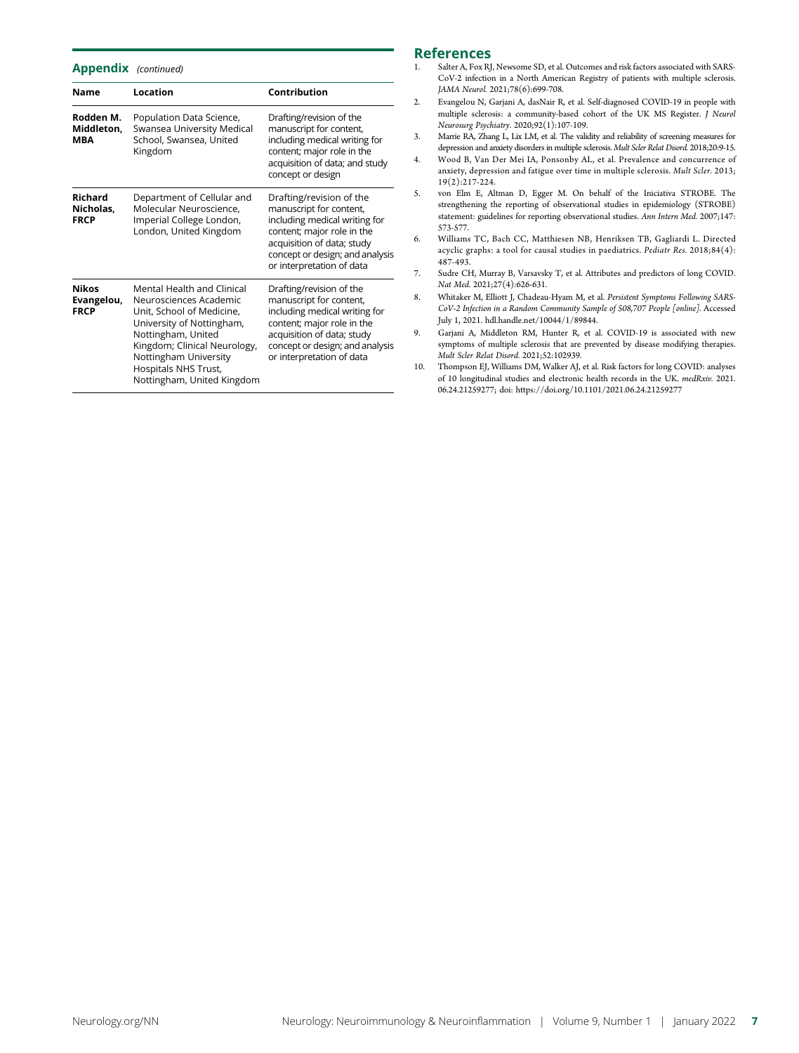## Appendix *(continued)*

| Name | Location | Contribution |
|---|---|---|
| **Rodden M. Middleton, MBA** | Population Data Science, Swansea University Medical School, Swansea, United Kingdom | Drafting/revision of the manuscript for content, including medical writing for content; major role in the acquisition of data; and study concept or design |
| **Richard Nicholas, FRCP** | Department of Cellular and Molecular Neuroscience, Imperial College London, London, United Kingdom | Drafting/revision of the manuscript for content, including medical writing for content; major role in the acquisition of data; study concept or design; and analysis or interpretation of data |
| **Nikos Evangelou, FRCP** | Mental Health and Clinical Neurosciences Academic Unit, School of Medicine, University of Nottingham, Nottingham, United Kingdom; Clinical Neurology, Nottingham University Hospitals NHS Trust, Nottingham, United Kingdom | Drafting/revision of the manuscript for content, including medical writing for content; major role in the acquisition of data; study concept or design; and analysis or interpretation of data |

## References

1. Salter A, Fox RJ, Newsome SD, et al. Outcomes and risk factors associated with SARS-CoV-2 infection in a North American Registry of patients with multiple sclerosis. *JAMA Neurol.* 2021;78(6):699-708.
2. Evangelou N, Garjani A, dasNair R, et al. Self-diagnosed COVID-19 in people with multiple sclerosis: a community-based cohort of the UK MS Register. *J Neurol Neurosurg Psychiatry*. 2020;92(1):107-109.
3. Marrie RA, Zhang L, Lix LM, et al. The validity and reliability of screening measures for depression and anxiety disorders in multiple sclerosis. *Mult Scler Relat Disord.* 2018;20:9-15.
4. Wood B, Van Der Mei IA, Ponsonby AL, et al. Prevalence and concurrence of anxiety, depression and fatigue over time in multiple sclerosis. *Mult Scler*. 2013;19(2):217-224.
5. von Elm E, Altman D, Egger M. On behalf of the Iniciativa STROBE. The strengthening the reporting of observational studies in epidemiology (STROBE) statement: guidelines for reporting observational studies. *Ann Intern Med.* 2007;147:573-577.
6. Williams TC, Bach CC, Matthiesen NB, Henriksen TB, Gagliardi L. Directed acyclic graphs: a tool for causal studies in paediatrics. *Pediatr Res.* 2018;84(4):487-493.
7. Sudre CH, Murray B, Varsavsky T, et al. Attributes and predictors of long COVID. *Nat Med.* 2021;27(4):626-631.
8. Whitaker M, Elliott J, Chadeau-Hyam M, et al. *Persistent Symptoms Following SARS-CoV-2 Infection in a Random Community Sample of 508,707 People [online]*. Accessed July 1, 2021. hdl.handle.net/10044/1/89844.
9. Garjani A, Middleton RM, Hunter R, et al. COVID-19 is associated with new symptoms of multiple sclerosis that are prevented by disease modifying therapies. *Mult Scler Relat Disord.* 2021;52:102939.
10. Thompson EJ, Williams DM, Walker AJ, et al. Risk factors for long COVID: analyses of 10 longitudinal studies and electronic health records in the UK. *medRxiv.* 2021.06.24.21259277; doi: https://doi.org/10.1101/2021.06.24.21259277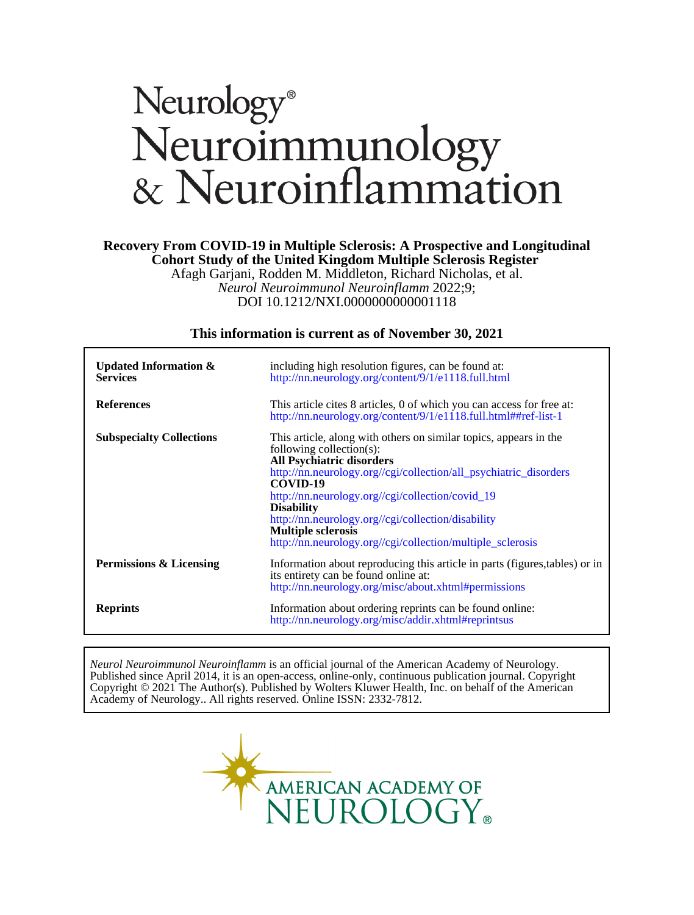# Neurology® Neuroimmunology & Neuroinflammation

**Recovery From COVID-19 in Multiple Sclerosis: A Prospective and Longitudinal Cohort Study of the United Kingdom Multiple Sclerosis Register**

Afagh Garjani, Rodden M. Middleton, Richard Nicholas, et al.

*Neurol Neuroimmunol Neuroinflamm* 2022;9;

DOI 10.1212/NXI.0000000000001118

**This information is current as of November 30, 2021**

| | |
|---|---|
| **Updated Information & Services** | including high resolution figures, can be found at: http://nn.neurology.org/content/9/1/e1118.full.html |
| **References** | This article cites 8 articles, 0 of which you can access for free at: http://nn.neurology.org/content/9/1/e1118.full.html##ref-list-1 |
| **Subspecialty Collections** | This article, along with others on similar topics, appears in the following collection(s): **All Psychiatric disorders** http://nn.neurology.org//cgi/collection/all_psychiatric_disorders **COVID-19** http://nn.neurology.org//cgi/collection/covid_19 **Disability** http://nn.neurology.org//cgi/collection/disability **Multiple sclerosis** http://nn.neurology.org//cgi/collection/multiple_sclerosis |
| **Permissions & Licensing** | Information about reproducing this article in parts (figures,tables) or in its entirety can be found online at: http://nn.neurology.org/misc/about.xhtml#permissions |
| **Reprints** | Information about ordering reprints can be found online: http://nn.neurology.org/misc/addir.xhtml#reprintsus |

*Neurol Neuroimmunol Neuroinflamm* is an official journal of the American Academy of Neurology. Published since April 2014, it is an open-access, online-only, continuous publication journal. Copyright Copyright © 2021 The Author(s). Published by Wolters Kluwer Health, Inc. on behalf of the American Academy of Neurology.. All rights reserved. Online ISSN: 2332-7812.

AMERICAN ACADEMY OF NEUROLOGY®